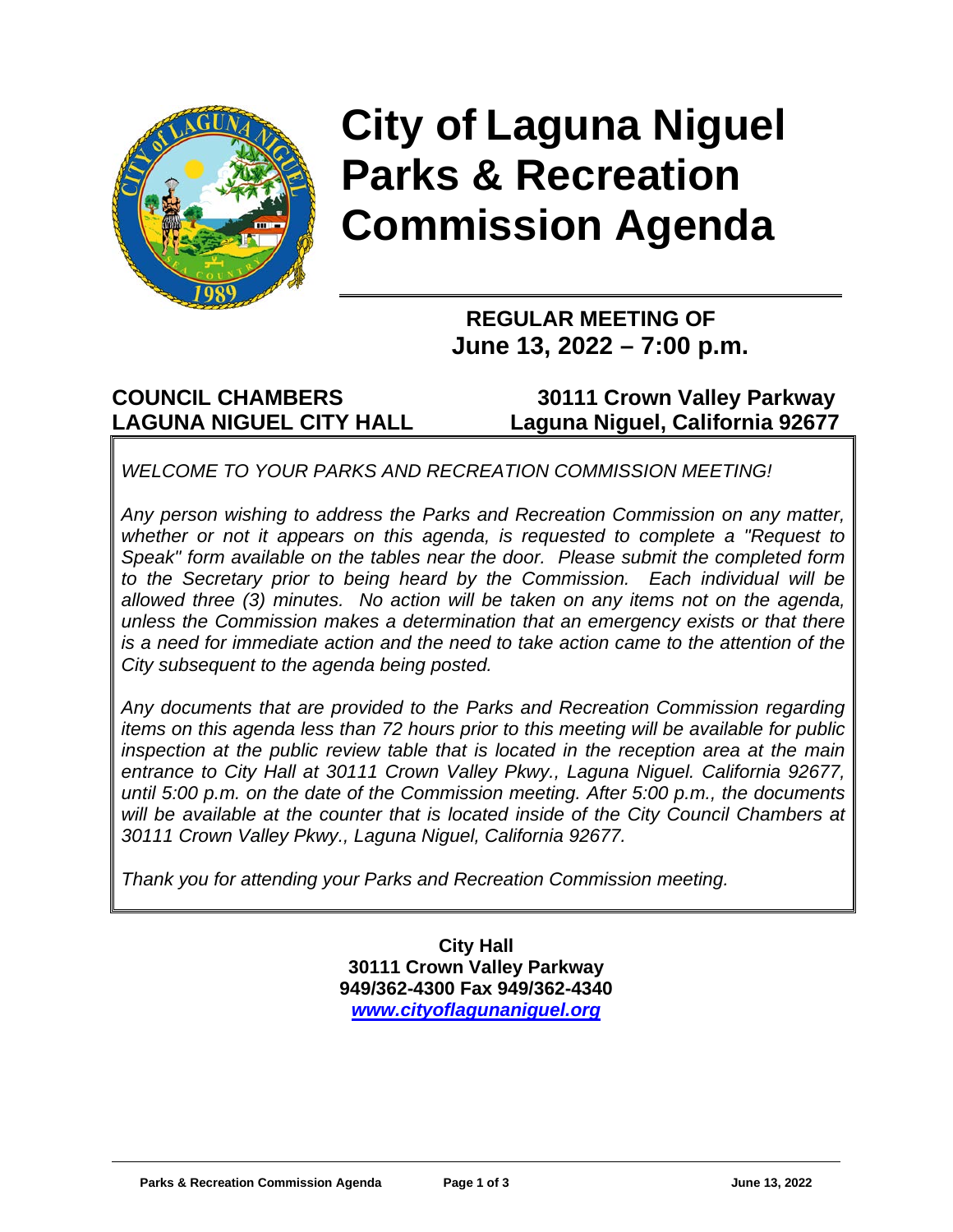# City of Laguna Niguel Parks & Recreation Commission Agenda

## REGULAR MEETING OF
## June 13, 2022 – 7:00 p.m.

**COUNCIL CHAMBERS**
**LAGUNA NIGUEL CITY HALL**

**30111 Crown Valley Parkway**
**Laguna Niguel, California 92677**

*WELCOME TO YOUR PARKS AND RECREATION COMMISSION MEETING!*

*Any person wishing to address the Parks and Recreation Commission on any matter, whether or not it appears on this agenda, is requested to complete a "Request to Speak" form available on the tables near the door. Please submit the completed form to the Secretary prior to being heard by the Commission. Each individual will be allowed three (3) minutes. No action will be taken on any items not on the agenda, unless the Commission makes a determination that an emergency exists or that there is a need for immediate action and the need to take action came to the attention of the City subsequent to the agenda being posted.*

*Any documents that are provided to the Parks and Recreation Commission regarding items on this agenda less than 72 hours prior to this meeting will be available for public inspection at the public review table that is located in the reception area at the main entrance to City Hall at 30111 Crown Valley Pkwy., Laguna Niguel. California 92677, until 5:00 p.m. on the date of the Commission meeting. After 5:00 p.m., the documents will be available at the counter that is located inside of the City Council Chambers at 30111 Crown Valley Pkwy., Laguna Niguel, California 92677.*

*Thank you for attending your Parks and Recreation Commission meeting.*

**City Hall**
**30111 Crown Valley Parkway**
**949/362-4300 Fax 949/362-4340**
***www.cityoflagunaniguel.org***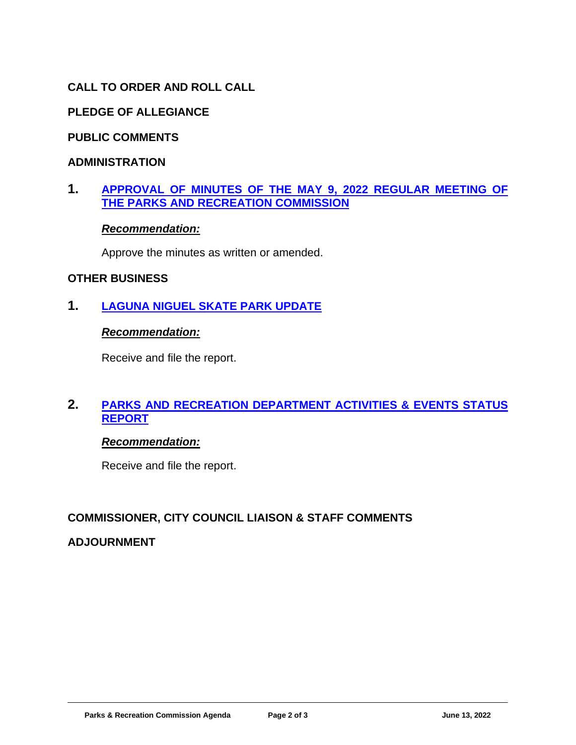## CALL TO ORDER AND ROLL CALL

## PLEDGE OF ALLEGIANCE

## PUBLIC COMMENTS

## ADMINISTRATION

**1. APPROVAL OF MINUTES OF THE MAY 9, 2022 REGULAR MEETING OF THE PARKS AND RECREATION COMMISSION**

***Recommendation:***

Approve the minutes as written or amended.

## OTHER BUSINESS

**1. LAGUNA NIGUEL SKATE PARK UPDATE**

***Recommendation:***

Receive and file the report.

**2. PARKS AND RECREATION DEPARTMENT ACTIVITIES & EVENTS STATUS REPORT**

***Recommendation:***

Receive and file the report.

## COMMISSIONER, CITY COUNCIL LIAISON & STAFF COMMENTS

## ADJOURNMENT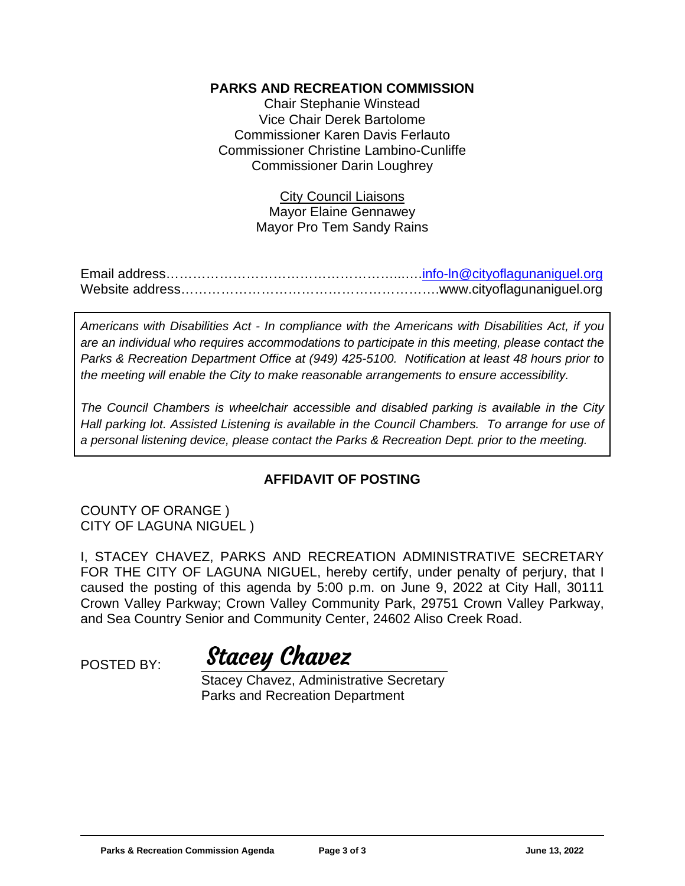**PARKS AND RECREATION COMMISSION**

Chair Stephanie Winstead
Vice Chair Derek Bartolome
Commissioner Karen Davis Ferlauto
Commissioner Christine Lambino-Cunliffe
Commissioner Darin Loughrey

City Council Liaisons
Mayor Elaine Gennawey
Mayor Pro Tem Sandy Rains

Email address……………………………………………..……info-ln@cityoflagunaniguel.org
Website address………………………………………………….www.cityoflagunaniguel.org

*Americans with Disabilities Act - In compliance with the Americans with Disabilities Act, if you are an individual who requires accommodations to participate in this meeting, please contact the Parks & Recreation Department Office at (949) 425-5100. Notification at least 48 hours prior to the meeting will enable the City to make reasonable arrangements to ensure accessibility.*

*The Council Chambers is wheelchair accessible and disabled parking is available in the City Hall parking lot. Assisted Listening is available in the Council Chambers. To arrange for use of a personal listening device, please contact the Parks & Recreation Dept. prior to the meeting.*

## AFFIDAVIT OF POSTING

COUNTY OF ORANGE )
CITY OF LAGUNA NIGUEL )

I, STACEY CHAVEZ, PARKS AND RECREATION ADMINISTRATIVE SECRETARY FOR THE CITY OF LAGUNA NIGUEL, hereby certify, under penalty of perjury, that I caused the posting of this agenda by 5:00 p.m. on June 9, 2022 at City Hall, 30111 Crown Valley Parkway; Crown Valley Community Park, 29751 Crown Valley Parkway, and Sea Country Senior and Community Center, 24602 Aliso Creek Road.

POSTED BY: *Stacey Chavez*

Stacey Chavez, Administrative Secretary
Parks and Recreation Department